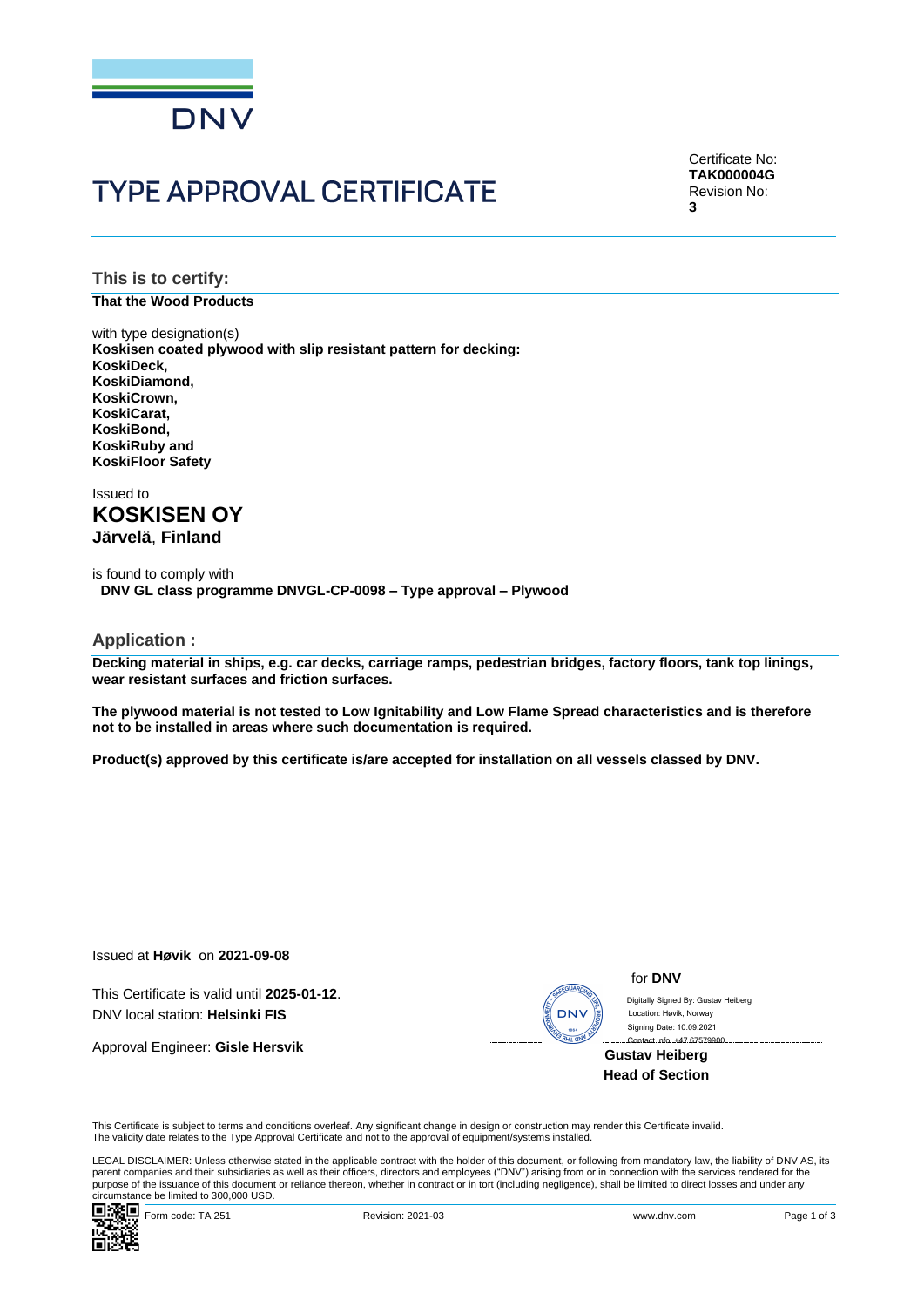DNV

# TYPE APPROVAL CERTIFICATE

Certificate No:
**TAK000004G**
Revision No:
**3**

## This is to certify:

**That the Wood Products**

with type designation(s)
**Koskisen coated plywood with slip resistant pattern for decking:**
**KoskiDeck,**
**KoskiDiamond,**
**KoskiCrown,**
**KoskiCarat,**
**KoskiBond,**
**KoskiRuby and**
**KoskiFloor Safety**

Issued to
**KOSKISEN OY**
**Järvelä**, **Finland**

is found to comply with
**DNV GL class programme DNVGL-CP-0098 – Type approval – Plywood**

## Application :

**Decking material in ships, e.g. car decks, carriage ramps, pedestrian bridges, factory floors, tank top linings, wear resistant surfaces and friction surfaces.**

**The plywood material is not tested to Low Ignitability and Low Flame Spread characteristics and is therefore not to be installed in areas where such documentation is required.**

**Product(s) approved by this certificate is/are accepted for installation on all vessels classed by DNV.**

Issued at **Høvik** on **2021-09-08**

This Certificate is valid until **2025-01-12**.
DNV local station: **Helsinki FIS**

Approval Engineer: **Gisle Hersvik**

for **DNV**

Digitally Signed By: Gustav Heiberg
Location: Høvik, Norway
Signing Date: 10.09.2021
Contact Info: +47 67579900

**Gustav Heiberg**
**Head of Section**

This Certificate is subject to terms and conditions overleaf. Any significant change in design or construction may render this Certificate invalid.
The validity date relates to the Type Approval Certificate and not to the approval of equipment/systems installed.

LEGAL DISCLAIMER: Unless otherwise stated in the applicable contract with the holder of this document, or following from mandatory law, the liability of DNV AS, its parent companies and their subsidiaries as well as their officers, directors and employees ("DNV") arising from or in connection with the services rendered for the purpose of the issuance of this document or reliance thereon, whether in contract or in tort (including negligence), shall be limited to direct losses and under any circumstance be limited to 300,000 USD.

Form code: TA 251 Revision: 2021-03 www.dnv.com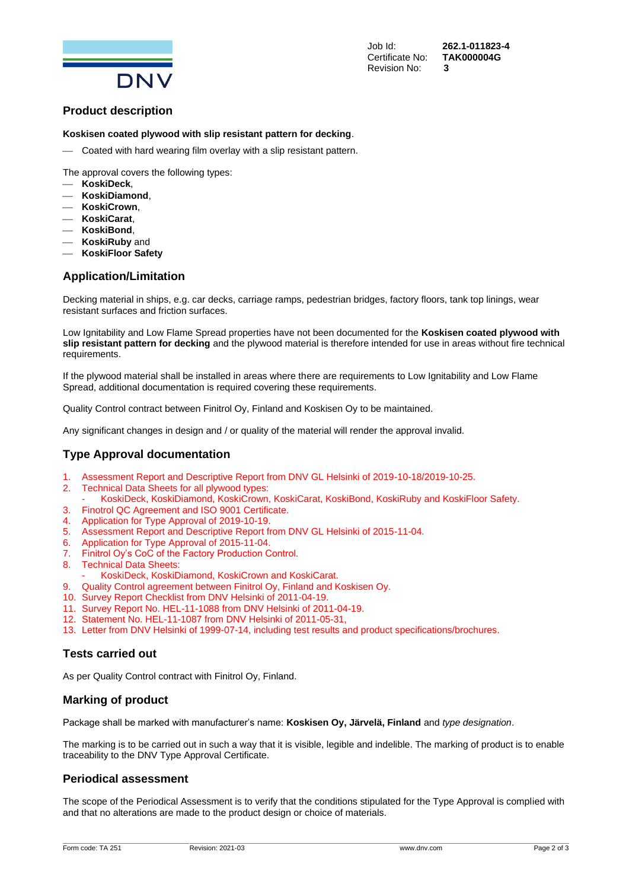Job Id: **262.1-011823-4**
Certificate No: **TAK000004G**
Revision No: **3**

## Product description

**Koskisen coated plywood with slip resistant pattern for decking**.

- Coated with hard wearing film overlay with a slip resistant pattern.

The approval covers the following types:

- **KoskiDeck**,
- **KoskiDiamond**,
- **KoskiCrown**,
- **KoskiCarat**,
- **KoskiBond**,
- **KoskiRuby** and
- **KoskiFloor Safety**

## Application/Limitation

Decking material in ships, e.g. car decks, carriage ramps, pedestrian bridges, factory floors, tank top linings, wear resistant surfaces and friction surfaces.

Low Ignitability and Low Flame Spread properties have not been documented for the **Koskisen coated plywood with slip resistant pattern for decking** and the plywood material is therefore intended for use in areas without fire technical requirements.

If the plywood material shall be installed in areas where there are requirements to Low Ignitability and Low Flame Spread, additional documentation is required covering these requirements.

Quality Control contract between Finitrol Oy, Finland and Koskisen Oy to be maintained.

Any significant changes in design and / or quality of the material will render the approval invalid.

## Type Approval documentation

1. Assessment Report and Descriptive Report from DNV GL Helsinki of 2019-10-18/2019-10-25.
2. Technical Data Sheets for all plywood types:
   - KoskiDeck, KoskiDiamond, KoskiCrown, KoskiCarat, KoskiBond, KoskiRuby and KoskiFloor Safety.
3. Finotrol QC Agreement and ISO 9001 Certificate.
4. Application for Type Approval of 2019-10-19.
5. Assessment Report and Descriptive Report from DNV GL Helsinki of 2015-11-04.
6. Application for Type Approval of 2015-11-04.
7. Finitrol Oy's CoC of the Factory Production Control.
8. Technical Data Sheets:
   - KoskiDeck, KoskiDiamond, KoskiCrown and KoskiCarat.
9. Quality Control agreement between Finitrol Oy, Finland and Koskisen Oy.
10. Survey Report Checklist from DNV Helsinki of 2011-04-19.
11. Survey Report No. HEL-11-1088 from DNV Helsinki of 2011-04-19.
12. Statement No. HEL-11-1087 from DNV Helsinki of 2011-05-31,
13. Letter from DNV Helsinki of 1999-07-14, including test results and product specifications/brochures.

## Tests carried out

As per Quality Control contract with Finitrol Oy, Finland.

## Marking of product

Package shall be marked with manufacturer's name: **Koskisen Oy, Järvelä, Finland** and *type designation*.

The marking is to be carried out in such a way that it is visible, legible and indelible. The marking of product is to enable traceability to the DNV Type Approval Certificate.

## Periodical assessment

The scope of the Periodical Assessment is to verify that the conditions stipulated for the Type Approval is complied with and that no alterations are made to the product design or choice of materials.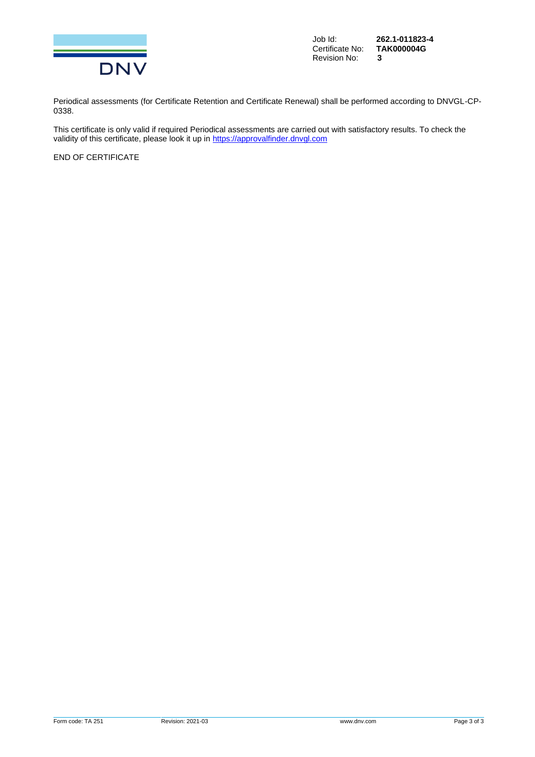Job Id: **262.1-011823-4**
Certificate No: **TAK000004G**
Revision No: **3**

Periodical assessments (for Certificate Retention and Certificate Renewal) shall be performed according to DNVGL-CP-0338.

This certificate is only valid if required Periodical assessments are carried out with satisfactory results. To check the validity of this certificate, please look it up in https://approvalfinder.dnvgl.com

END OF CERTIFICATE